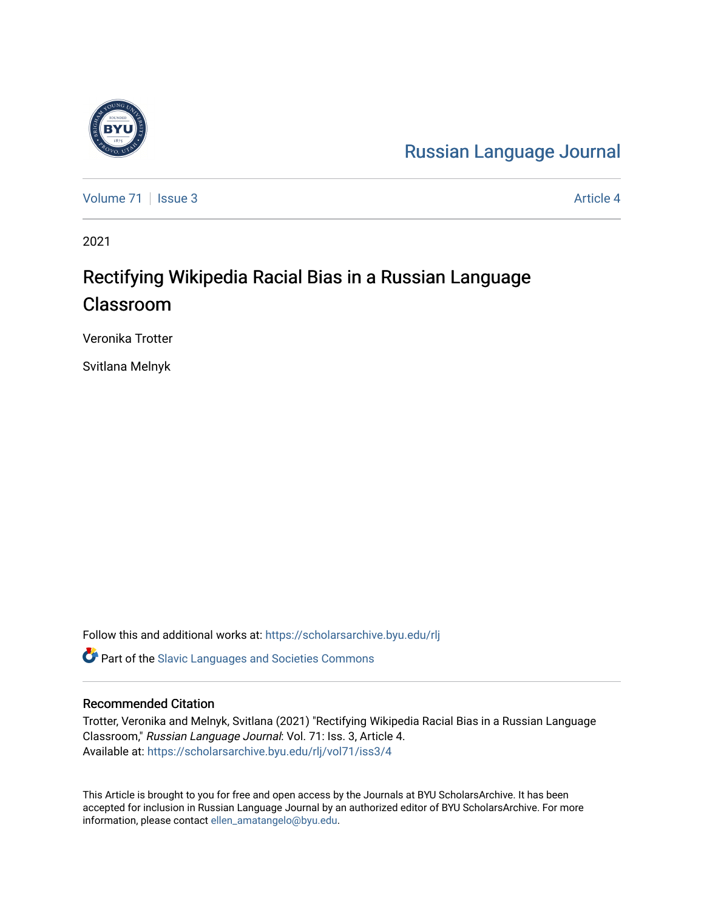Russian Language Journal

Volume 71 | Issue 3 | Article 4

2021

# Rectifying Wikipedia Racial Bias in a Russian Language Classroom

Veronika Trotter

Svitlana Melnyk

Follow this and additional works at: https://scholarsarchive.byu.edu/rlj

Part of the Slavic Languages and Societies Commons

## Recommended Citation

Trotter, Veronika and Melnyk, Svitlana (2021) "Rectifying Wikipedia Racial Bias in a Russian Language Classroom," *Russian Language Journal*: Vol. 71: Iss. 3, Article 4.
Available at: https://scholarsarchive.byu.edu/rlj/vol71/iss3/4

This Article is brought to you for free and open access by the Journals at BYU ScholarsArchive. It has been accepted for inclusion in Russian Language Journal by an authorized editor of BYU ScholarsArchive. For more information, please contact ellen_amatangelo@byu.edu.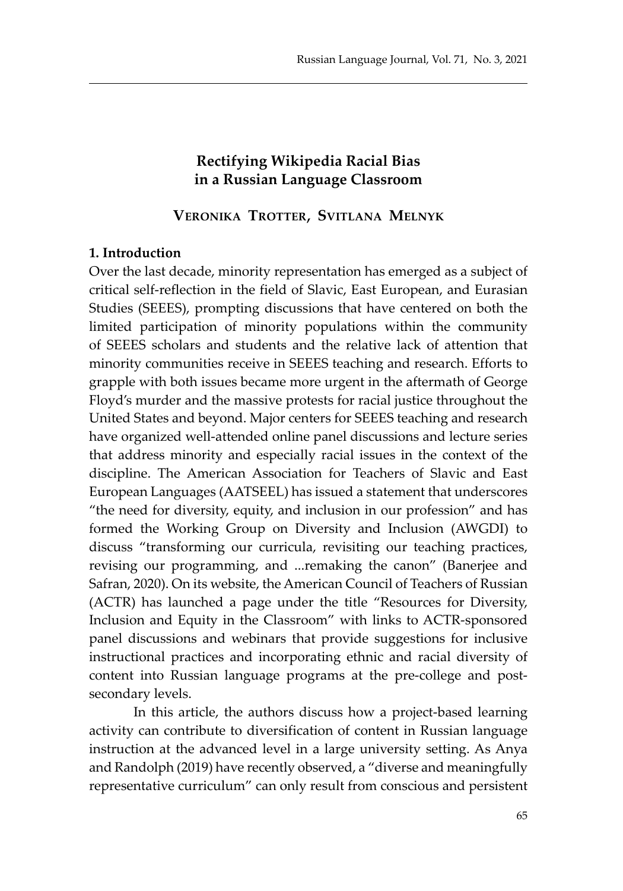# Rectifying Wikipedia Racial Bias in a Russian Language Classroom

**Veronika Trotter, Svitlana Melnyk**

## 1. Introduction

Over the last decade, minority representation has emerged as a subject of critical self-reflection in the field of Slavic, East European, and Eurasian Studies (SEEES), prompting discussions that have centered on both the limited participation of minority populations within the community of SEEES scholars and students and the relative lack of attention that minority communities receive in SEEES teaching and research. Efforts to grapple with both issues became more urgent in the aftermath of George Floyd's murder and the massive protests for racial justice throughout the United States and beyond. Major centers for SEEES teaching and research have organized well-attended online panel discussions and lecture series that address minority and especially racial issues in the context of the discipline. The American Association for Teachers of Slavic and East European Languages (AATSEEL) has issued a statement that underscores "the need for diversity, equity, and inclusion in our profession" and has formed the Working Group on Diversity and Inclusion (AWGDI) to discuss "transforming our curricula, revisiting our teaching practices, revising our programming, and ...remaking the canon" (Banerjee and Safran, 2020). On its website, the American Council of Teachers of Russian (ACTR) has launched a page under the title "Resources for Diversity, Inclusion and Equity in the Classroom" with links to ACTR-sponsored panel discussions and webinars that provide suggestions for inclusive instructional practices and incorporating ethnic and racial diversity of content into Russian language programs at the pre-college and post-secondary levels.

In this article, the authors discuss how a project-based learning activity can contribute to diversification of content in Russian language instruction at the advanced level in a large university setting. As Anya and Randolph (2019) have recently observed, a "diverse and meaningfully representative curriculum" can only result from conscious and persistent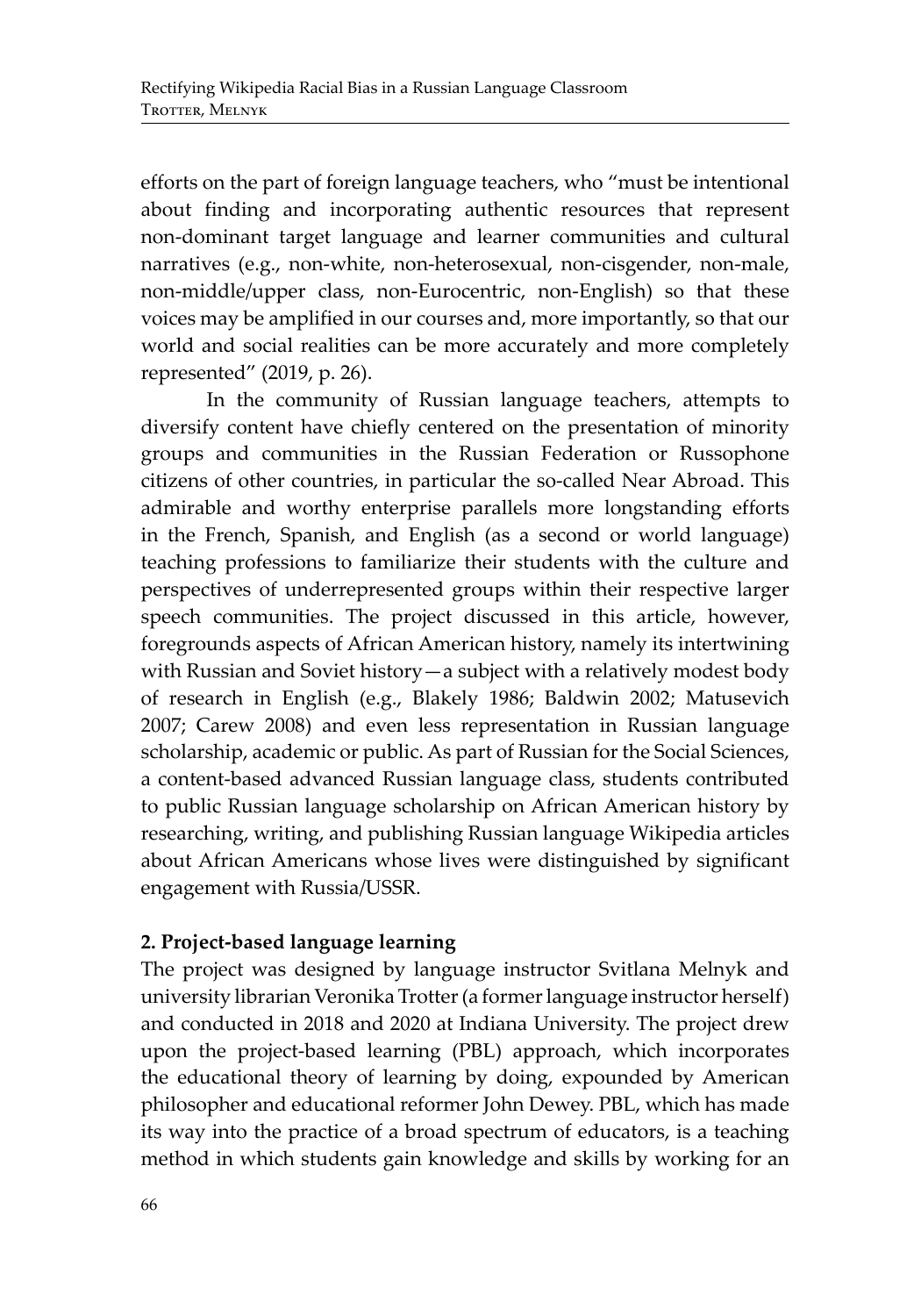efforts on the part of foreign language teachers, who "must be intentional about finding and incorporating authentic resources that represent non-dominant target language and learner communities and cultural narratives (e.g., non-white, non-heterosexual, non-cisgender, non-male, non-middle/upper class, non-Eurocentric, non-English) so that these voices may be amplified in our courses and, more importantly, so that our world and social realities can be more accurately and more completely represented" (2019, p. 26).

In the community of Russian language teachers, attempts to diversify content have chiefly centered on the presentation of minority groups and communities in the Russian Federation or Russophone citizens of other countries, in particular the so-called Near Abroad. This admirable and worthy enterprise parallels more longstanding efforts in the French, Spanish, and English (as a second or world language) teaching professions to familiarize their students with the culture and perspectives of underrepresented groups within their respective larger speech communities. The project discussed in this article, however, foregrounds aspects of African American history, namely its intertwining with Russian and Soviet history—a subject with a relatively modest body of research in English (e.g., Blakely 1986; Baldwin 2002; Matusevich 2007; Carew 2008) and even less representation in Russian language scholarship, academic or public. As part of Russian for the Social Sciences, a content-based advanced Russian language class, students contributed to public Russian language scholarship on African American history by researching, writing, and publishing Russian language Wikipedia articles about African Americans whose lives were distinguished by significant engagement with Russia/USSR.

## 2. Project-based language learning

The project was designed by language instructor Svitlana Melnyk and university librarian Veronika Trotter (a former language instructor herself) and conducted in 2018 and 2020 at Indiana University. The project drew upon the project-based learning (PBL) approach, which incorporates the educational theory of learning by doing, expounded by American philosopher and educational reformer John Dewey. PBL, which has made its way into the practice of a broad spectrum of educators, is a teaching method in which students gain knowledge and skills by working for an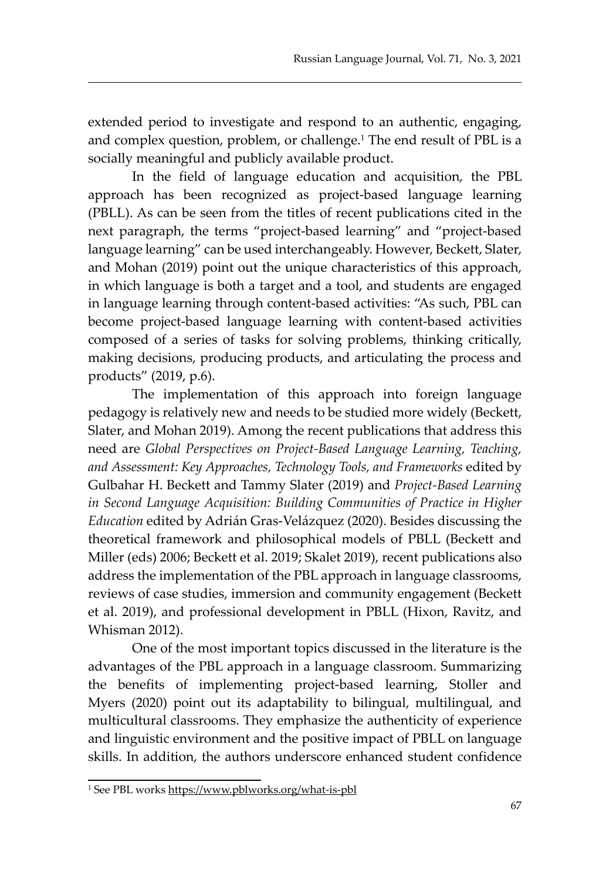extended period to investigate and respond to an authentic, engaging, and complex question, problem, or challenge.[1] The end result of PBL is a socially meaningful and publicly available product.

In the field of language education and acquisition, the PBL approach has been recognized as project-based language learning (PBLL). As can be seen from the titles of recent publications cited in the next paragraph, the terms "project-based learning" and "project-based language learning" can be used interchangeably. However, Beckett, Slater, and Mohan (2019) point out the unique characteristics of this approach, in which language is both a target and a tool, and students are engaged in language learning through content-based activities: "As such, PBL can become project-based language learning with content-based activities composed of a series of tasks for solving problems, thinking critically, making decisions, producing products, and articulating the process and products" (2019, p.6).

The implementation of this approach into foreign language pedagogy is relatively new and needs to be studied more widely (Beckett, Slater, and Mohan 2019). Among the recent publications that address this need are *Global Perspectives on Project-Based Language Learning, Teaching, and Assessment: Key Approaches, Technology Tools, and Frameworks* edited by Gulbahar H. Beckett and Tammy Slater (2019) and *Project-Based Learning in Second Language Acquisition: Building Communities of Practice in Higher Education* edited by Adrián Gras-Velázquez (2020). Besides discussing the theoretical framework and philosophical models of PBLL (Beckett and Miller (eds) 2006; Beckett et al. 2019; Skalet 2019), recent publications also address the implementation of the PBL approach in language classrooms, reviews of case studies, immersion and community engagement (Beckett et al. 2019), and professional development in PBLL (Hixon, Ravitz, and Whisman 2012).

One of the most important topics discussed in the literature is the advantages of the PBL approach in a language classroom. Summarizing the benefits of implementing project-based learning, Stoller and Myers (2020) point out its adaptability to bilingual, multilingual, and multicultural classrooms. They emphasize the authenticity of experience and linguistic environment and the positive impact of PBLL on language skills. In addition, the authors underscore enhanced student confidence

[1] See PBL works https://www.pblworks.org/what-is-pbl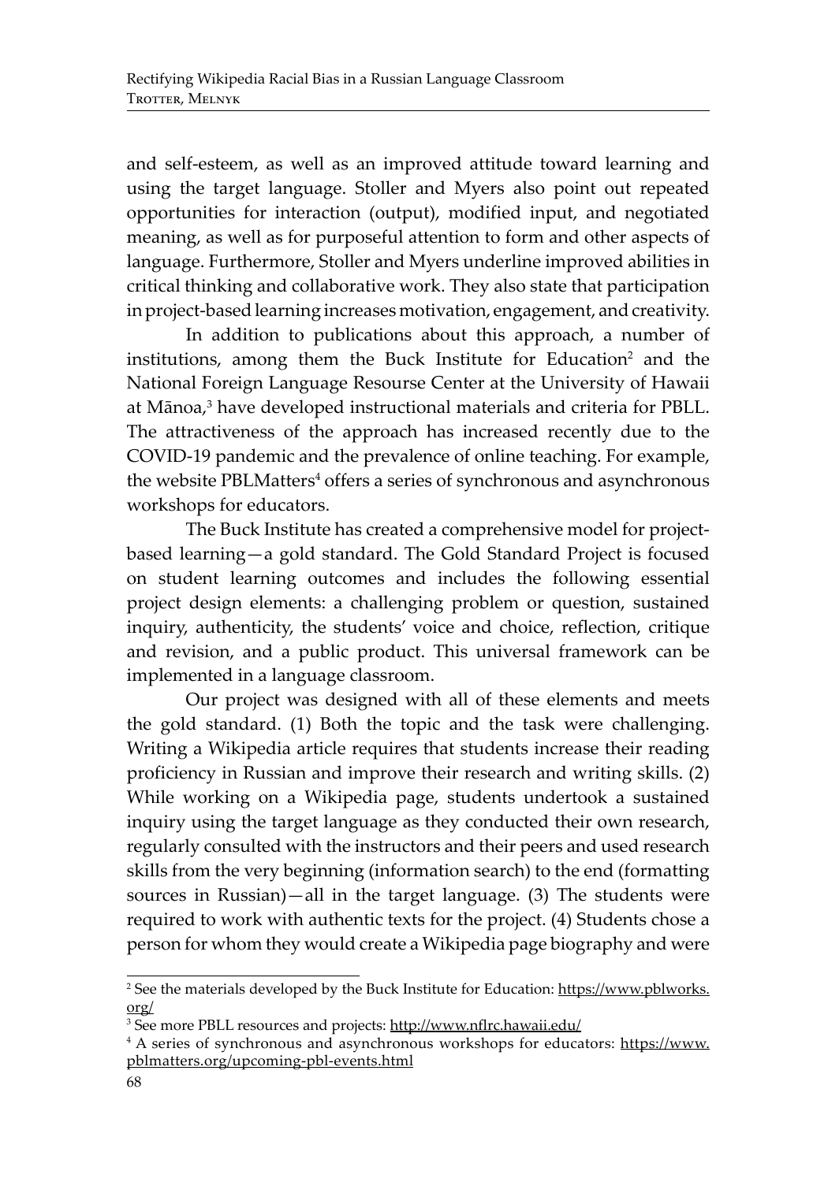and self-esteem, as well as an improved attitude toward learning and using the target language. Stoller and Myers also point out repeated opportunities for interaction (output), modified input, and negotiated meaning, as well as for purposeful attention to form and other aspects of language. Furthermore, Stoller and Myers underline improved abilities in critical thinking and collaborative work. They also state that participation in project-based learning increases motivation, engagement, and creativity.

In addition to publications about this approach, a number of institutions, among them the Buck Institute for Education[2] and the National Foreign Language Resourse Center at the University of Hawaii at Mānoa,[3] have developed instructional materials and criteria for PBLL. The attractiveness of the approach has increased recently due to the COVID-19 pandemic and the prevalence of online teaching. For example, the website PBLMatters[4] offers a series of synchronous and asynchronous workshops for educators.

The Buck Institute has created a comprehensive model for project-based learning—a gold standard. The Gold Standard Project is focused on student learning outcomes and includes the following essential project design elements: a challenging problem or question, sustained inquiry, authenticity, the students' voice and choice, reflection, critique and revision, and a public product. This universal framework can be implemented in a language classroom.

Our project was designed with all of these elements and meets the gold standard. (1) Both the topic and the task were challenging. Writing a Wikipedia article requires that students increase their reading proficiency in Russian and improve their research and writing skills. (2) While working on a Wikipedia page, students undertook a sustained inquiry using the target language as they conducted their own research, regularly consulted with the instructors and their peers and used research skills from the very beginning (information search) to the end (formatting sources in Russian)—all in the target language. (3) The students were required to work with authentic texts for the project. (4) Students chose a person for whom they would create a Wikipedia page biography and were

---

[2] See the materials developed by the Buck Institute for Education: https://www.pblworks.org/

[3] See more PBLL resources and projects: http://www.nflrc.hawaii.edu/

[4] A series of synchronous and asynchronous workshops for educators: https://www.pblmatters.org/upcoming-pbl-events.html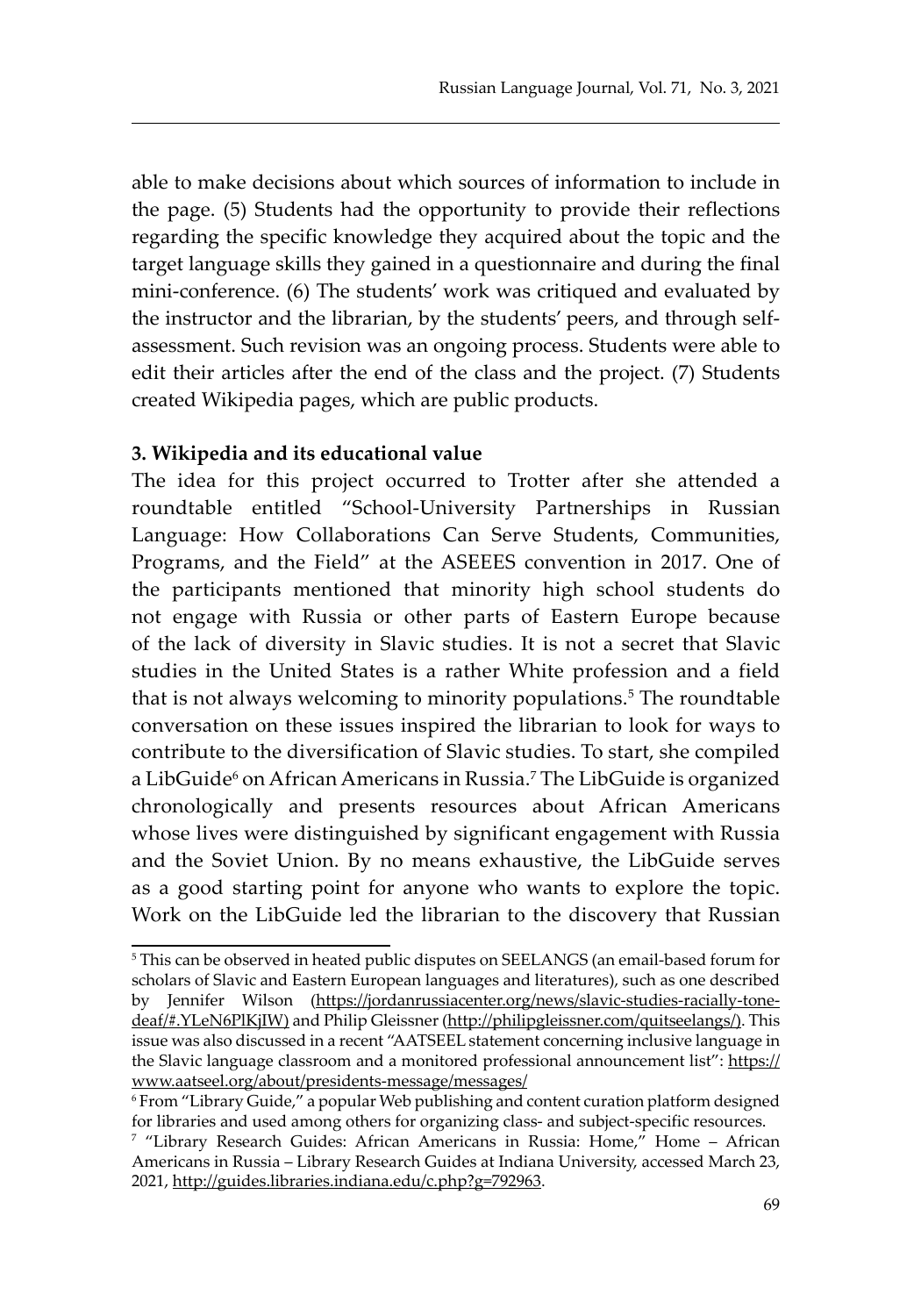able to make decisions about which sources of information to include in the page. (5) Students had the opportunity to provide their reflections regarding the specific knowledge they acquired about the topic and the target language skills they gained in a questionnaire and during the final mini-conference. (6) The students' work was critiqued and evaluated by the instructor and the librarian, by the students' peers, and through self-assessment. Such revision was an ongoing process. Students were able to edit their articles after the end of the class and the project. (7) Students created Wikipedia pages, which are public products.

### 3. Wikipedia and its educational value

The idea for this project occurred to Trotter after she attended a roundtable entitled "School-University Partnerships in Russian Language: How Collaborations Can Serve Students, Communities, Programs, and the Field" at the ASEEES convention in 2017. One of the participants mentioned that minority high school students do not engage with Russia or other parts of Eastern Europe because of the lack of diversity in Slavic studies. It is not a secret that Slavic studies in the United States is a rather White profession and a field that is not always welcoming to minority populations.[5] The roundtable conversation on these issues inspired the librarian to look for ways to contribute to the diversification of Slavic studies. To start, she compiled a LibGuide[6] on African Americans in Russia.[7] The LibGuide is organized chronologically and presents resources about African Americans whose lives were distinguished by significant engagement with Russia and the Soviet Union. By no means exhaustive, the LibGuide serves as a good starting point for anyone who wants to explore the topic. Work on the LibGuide led the librarian to the discovery that Russian

---

[5] This can be observed in heated public disputes on SEELANGS (an email-based forum for scholars of Slavic and Eastern European languages and literatures), such as one described by Jennifer Wilson (https://jordanrussiacenter.org/news/slavic-studies-racially-tone-deaf/#.YLeN6PlKjIW) and Philip Gleissner (http://philipgleissner.com/quitseelangs/). This issue was also discussed in a recent "AATSEEL statement concerning inclusive language in the Slavic language classroom and a monitored professional announcement list": https://www.aatseel.org/about/presidents-message/messages/

[6] From "Library Guide," a popular Web publishing and content curation platform designed for libraries and used among others for organizing class- and subject-specific resources.

[7] "Library Research Guides: African Americans in Russia: Home," Home – African Americans in Russia – Library Research Guides at Indiana University, accessed March 23, 2021, http://guides.libraries.indiana.edu/c.php?g=792963.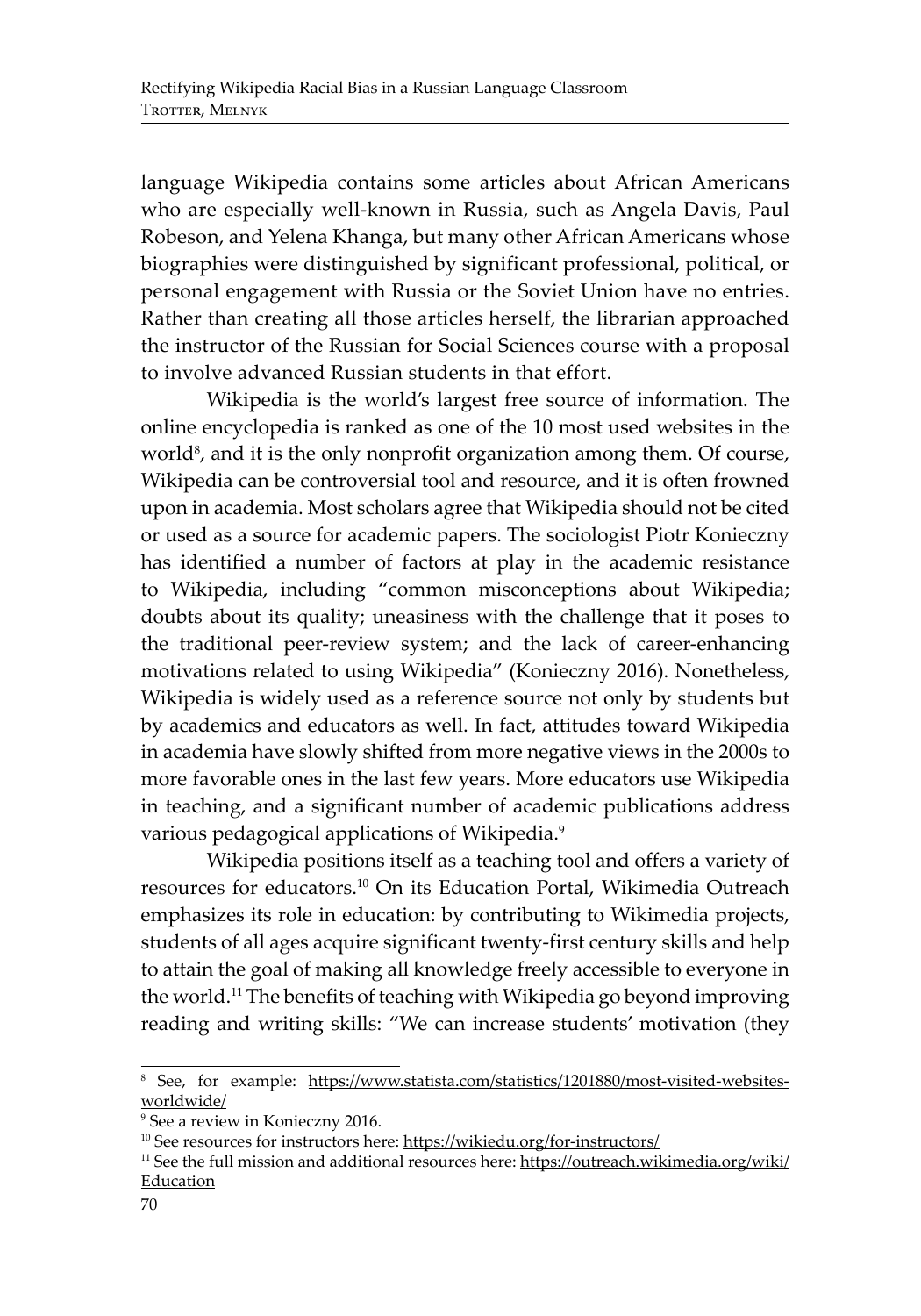language Wikipedia contains some articles about African Americans who are especially well-known in Russia, such as Angela Davis, Paul Robeson, and Yelena Khanga, but many other African Americans whose biographies were distinguished by significant professional, political, or personal engagement with Russia or the Soviet Union have no entries. Rather than creating all those articles herself, the librarian approached the instructor of the Russian for Social Sciences course with a proposal to involve advanced Russian students in that effort.

Wikipedia is the world's largest free source of information. The online encyclopedia is ranked as one of the 10 most used websites in the world[8], and it is the only nonprofit organization among them. Of course, Wikipedia can be controversial tool and resource, and it is often frowned upon in academia. Most scholars agree that Wikipedia should not be cited or used as a source for academic papers. The sociologist Piotr Konieczny has identified a number of factors at play in the academic resistance to Wikipedia, including "common misconceptions about Wikipedia; doubts about its quality; uneasiness with the challenge that it poses to the traditional peer-review system; and the lack of career-enhancing motivations related to using Wikipedia" (Konieczny 2016). Nonetheless, Wikipedia is widely used as a reference source not only by students but by academics and educators as well. In fact, attitudes toward Wikipedia in academia have slowly shifted from more negative views in the 2000s to more favorable ones in the last few years. More educators use Wikipedia in teaching, and a significant number of academic publications address various pedagogical applications of Wikipedia.[9]

Wikipedia positions itself as a teaching tool and offers a variety of resources for educators.[10] On its Education Portal, Wikimedia Outreach emphasizes its role in education: by contributing to Wikimedia projects, students of all ages acquire significant twenty-first century skills and help to attain the goal of making all knowledge freely accessible to everyone in the world.[11] The benefits of teaching with Wikipedia go beyond improving reading and writing skills: "We can increase students' motivation (they

---

[8] See, for example: https://www.statista.com/statistics/1201880/most-visited-websites-worldwide/

[9] See a review in Konieczny 2016.

[10] See resources for instructors here: https://wikiedu.org/for-instructors/

[11] See the full mission and additional resources here: https://outreach.wikimedia.org/wiki/Education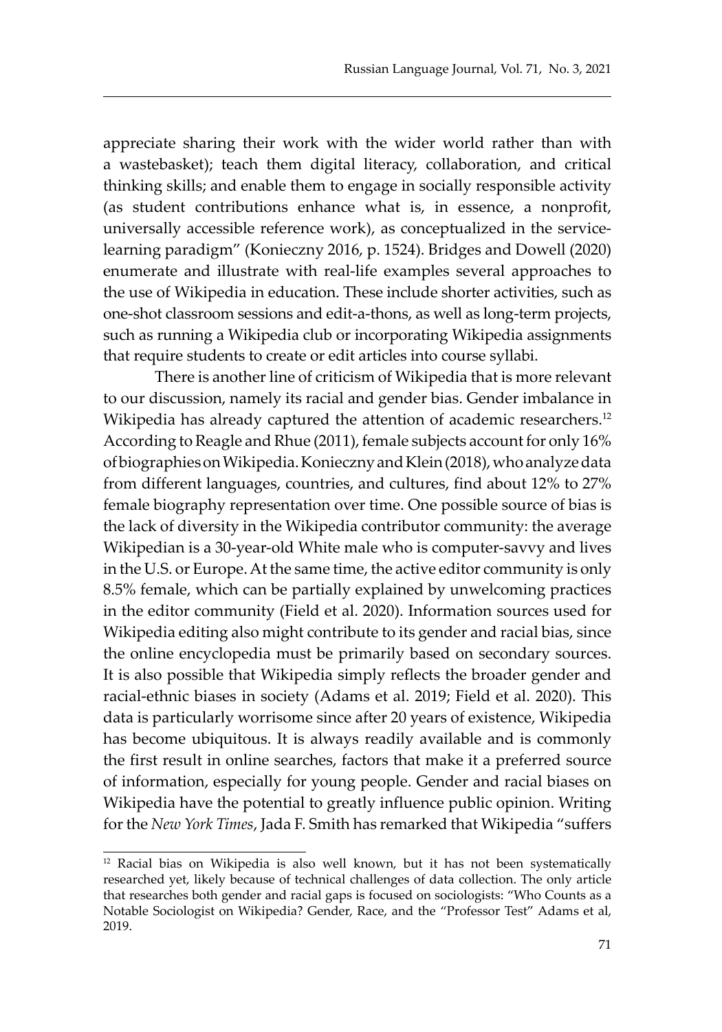appreciate sharing their work with the wider world rather than with a wastebasket); teach them digital literacy, collaboration, and critical thinking skills; and enable them to engage in socially responsible activity (as student contributions enhance what is, in essence, a nonprofit, universally accessible reference work), as conceptualized in the service-learning paradigm" (Konieczny 2016, p. 1524). Bridges and Dowell (2020) enumerate and illustrate with real-life examples several approaches to the use of Wikipedia in education. These include shorter activities, such as one-shot classroom sessions and edit-a-thons, as well as long-term projects, such as running a Wikipedia club or incorporating Wikipedia assignments that require students to create or edit articles into course syllabi.

There is another line of criticism of Wikipedia that is more relevant to our discussion, namely its racial and gender bias. Gender imbalance in Wikipedia has already captured the attention of academic researchers.[12] According to Reagle and Rhue (2011), female subjects account for only 16% of biographies on Wikipedia. Konieczny and Klein (2018), who analyze data from different languages, countries, and cultures, find about 12% to 27% female biography representation over time. One possible source of bias is the lack of diversity in the Wikipedia contributor community: the average Wikipedian is a 30-year-old White male who is computer-savvy and lives in the U.S. or Europe. At the same time, the active editor community is only 8.5% female, which can be partially explained by unwelcoming practices in the editor community (Field et al. 2020). Information sources used for Wikipedia editing also might contribute to its gender and racial bias, since the online encyclopedia must be primarily based on secondary sources. It is also possible that Wikipedia simply reflects the broader gender and racial-ethnic biases in society (Adams et al. 2019; Field et al. 2020). This data is particularly worrisome since after 20 years of existence, Wikipedia has become ubiquitous. It is always readily available and is commonly the first result in online searches, factors that make it a preferred source of information, especially for young people. Gender and racial biases on Wikipedia have the potential to greatly influence public opinion. Writing for the *New York Times*, Jada F. Smith has remarked that Wikipedia "suffers

[12] Racial bias on Wikipedia is also well known, but it has not been systematically researched yet, likely because of technical challenges of data collection. The only article that researches both gender and racial gaps is focused on sociologists: "Who Counts as a Notable Sociologist on Wikipedia? Gender, Race, and the "Professor Test" Adams et al, 2019.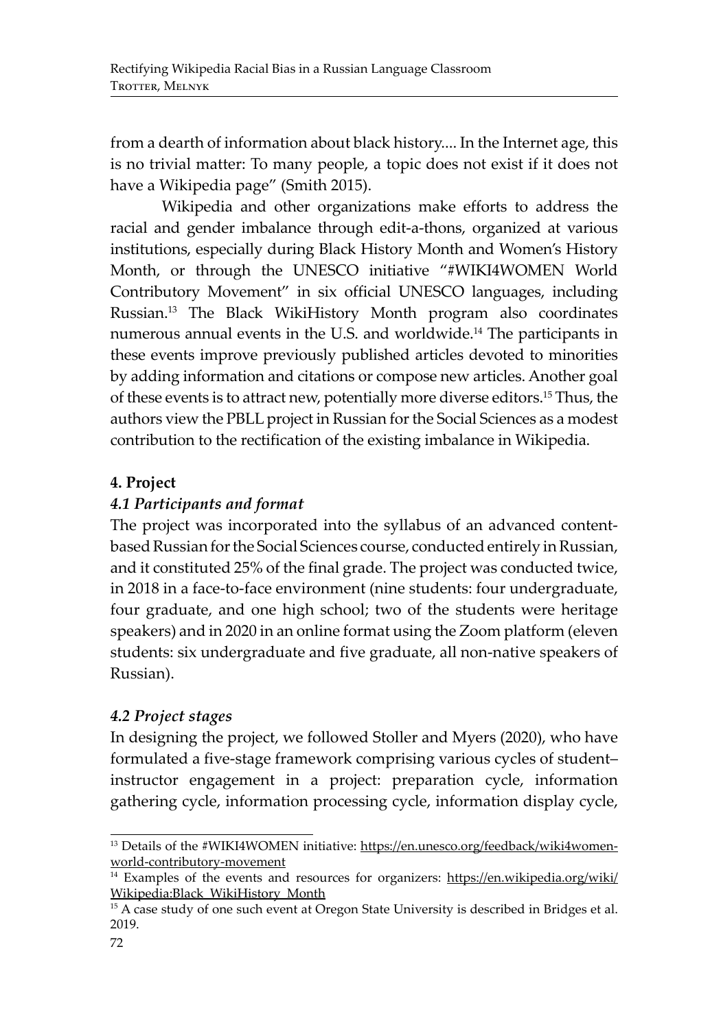from a dearth of information about black history.... In the Internet age, this is no trivial matter: To many people, a topic does not exist if it does not have a Wikipedia page" (Smith 2015).

Wikipedia and other organizations make efforts to address the racial and gender imbalance through edit-a-thons, organized at various institutions, especially during Black History Month and Women's History Month, or through the UNESCO initiative "#WIKI4WOMEN World Contributory Movement" in six official UNESCO languages, including Russian.[13] The Black WikiHistory Month program also coordinates numerous annual events in the U.S. and worldwide.[14] The participants in these events improve previously published articles devoted to minorities by adding information and citations or compose new articles. Another goal of these events is to attract new, potentially more diverse editors.[15] Thus, the authors view the PBLL project in Russian for the Social Sciences as a modest contribution to the rectification of the existing imbalance in Wikipedia.

## 4. Project

### *4.1 Participants and format*

The project was incorporated into the syllabus of an advanced content-based Russian for the Social Sciences course, conducted entirely in Russian, and it constituted 25% of the final grade. The project was conducted twice, in 2018 in a face-to-face environment (nine students: four undergraduate, four graduate, and one high school; two of the students were heritage speakers) and in 2020 in an online format using the Zoom platform (eleven students: six undergraduate and five graduate, all non-native speakers of Russian).

### *4.2 Project stages*

In designing the project, we followed Stoller and Myers (2020), who have formulated a five-stage framework comprising various cycles of student–instructor engagement in a project: preparation cycle, information gathering cycle, information processing cycle, information display cycle,

---

[13] Details of the #WIKI4WOMEN initiative: https://en.unesco.org/feedback/wiki4women-world-contributory-movement

[14] Examples of the events and resources for organizers: https://en.wikipedia.org/wiki/Wikipedia:Black_WikiHistory_Month

[15] A case study of one such event at Oregon State University is described in Bridges et al. 2019.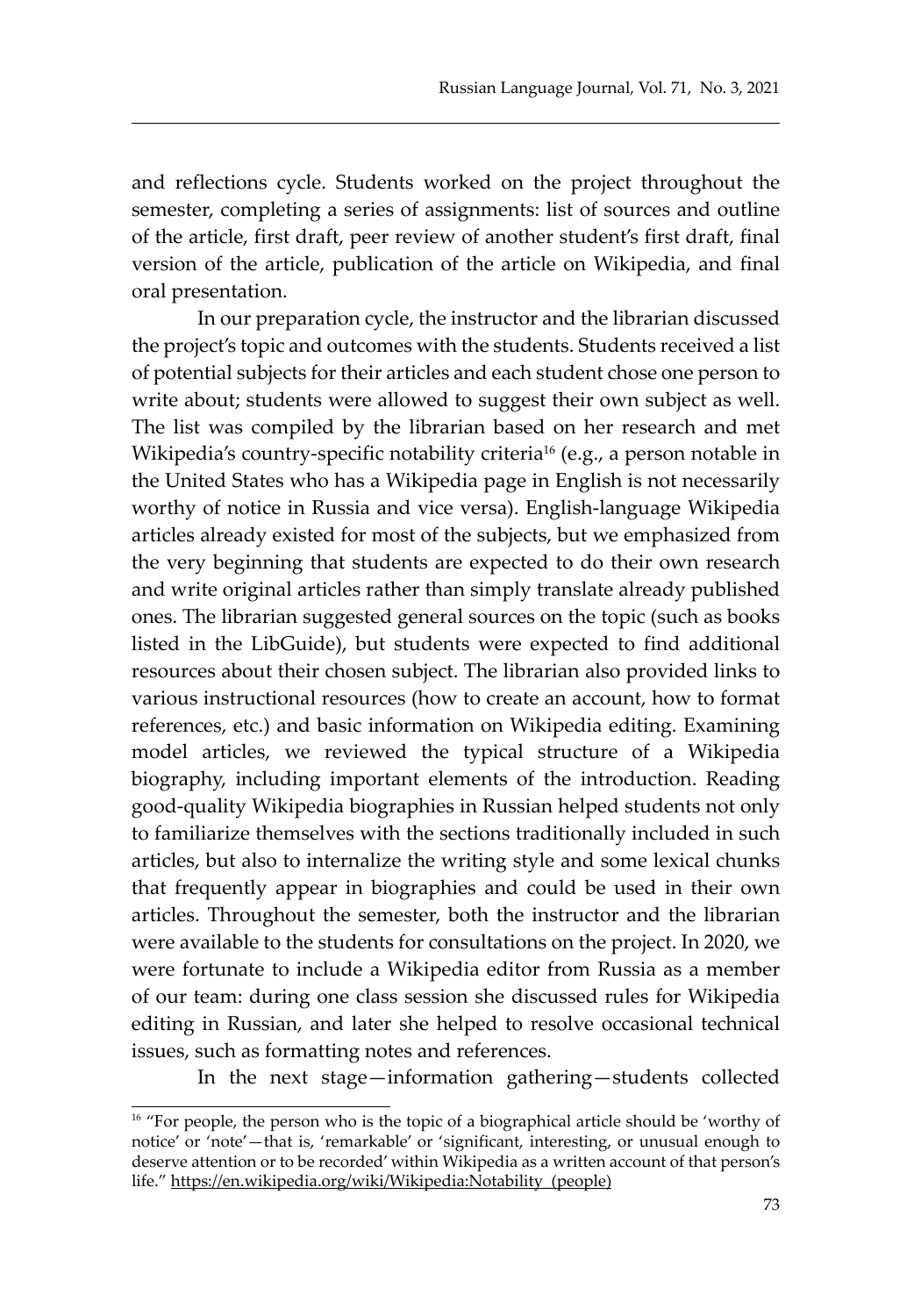and reflections cycle. Students worked on the project throughout the semester, completing a series of assignments: list of sources and outline of the article, first draft, peer review of another student's first draft, final version of the article, publication of the article on Wikipedia, and final oral presentation.

In our preparation cycle, the instructor and the librarian discussed the project's topic and outcomes with the students. Students received a list of potential subjects for their articles and each student chose one person to write about; students were allowed to suggest their own subject as well. The list was compiled by the librarian based on her research and met Wikipedia's country-specific notability criteria[16] (e.g., a person notable in the United States who has a Wikipedia page in English is not necessarily worthy of notice in Russia and vice versa). English-language Wikipedia articles already existed for most of the subjects, but we emphasized from the very beginning that students are expected to do their own research and write original articles rather than simply translate already published ones. The librarian suggested general sources on the topic (such as books listed in the LibGuide), but students were expected to find additional resources about their chosen subject. The librarian also provided links to various instructional resources (how to create an account, how to format references, etc.) and basic information on Wikipedia editing. Examining model articles, we reviewed the typical structure of a Wikipedia biography, including important elements of the introduction. Reading good-quality Wikipedia biographies in Russian helped students not only to familiarize themselves with the sections traditionally included in such articles, but also to internalize the writing style and some lexical chunks that frequently appear in biographies and could be used in their own articles. Throughout the semester, both the instructor and the librarian were available to the students for consultations on the project. In 2020, we were fortunate to include a Wikipedia editor from Russia as a member of our team: during one class session she discussed rules for Wikipedia editing in Russian, and later she helped to resolve occasional technical issues, such as formatting notes and references.

In the next stage—information gathering—students collected

---

[16] "For people, the person who is the topic of a biographical article should be 'worthy of notice' or 'note'—that is, 'remarkable' or 'significant, interesting, or unusual enough to deserve attention or to be recorded' within Wikipedia as a written account of that person's life." https://en.wikipedia.org/wiki/Wikipedia:Notability_(people)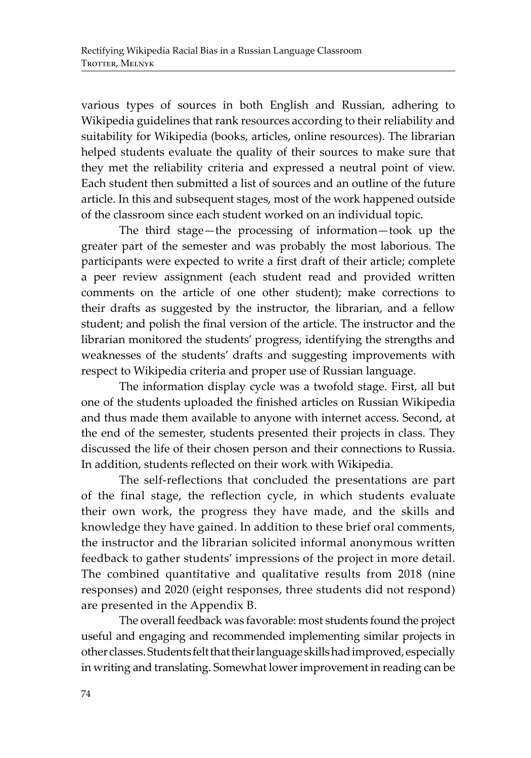various types of sources in both English and Russian, adhering to Wikipedia guidelines that rank resources according to their reliability and suitability for Wikipedia (books, articles, online resources). The librarian helped students evaluate the quality of their sources to make sure that they met the reliability criteria and expressed a neutral point of view. Each student then submitted a list of sources and an outline of the future article. In this and subsequent stages, most of the work happened outside of the classroom since each student worked on an individual topic.

The third stage—the processing of information—took up the greater part of the semester and was probably the most laborious. The participants were expected to write a first draft of their article; complete a peer review assignment (each student read and provided written comments on the article of one other student); make corrections to their drafts as suggested by the instructor, the librarian, and a fellow student; and polish the final version of the article. The instructor and the librarian monitored the students' progress, identifying the strengths and weaknesses of the students' drafts and suggesting improvements with respect to Wikipedia criteria and proper use of Russian language.

The information display cycle was a twofold stage. First, all but one of the students uploaded the finished articles on Russian Wikipedia and thus made them available to anyone with internet access. Second, at the end of the semester, students presented their projects in class. They discussed the life of their chosen person and their connections to Russia. In addition, students reflected on their work with Wikipedia.

The self-reflections that concluded the presentations are part of the final stage, the reflection cycle, in which students evaluate their own work, the progress they have made, and the skills and knowledge they have gained. In addition to these brief oral comments, the instructor and the librarian solicited informal anonymous written feedback to gather students' impressions of the project in more detail. The combined quantitative and qualitative results from 2018 (nine responses) and 2020 (eight responses, three students did not respond) are presented in the Appendix B.

The overall feedback was favorable: most students found the project useful and engaging and recommended implementing similar projects in other classes. Students felt that their language skills had improved, especially in writing and translating. Somewhat lower improvement in reading can be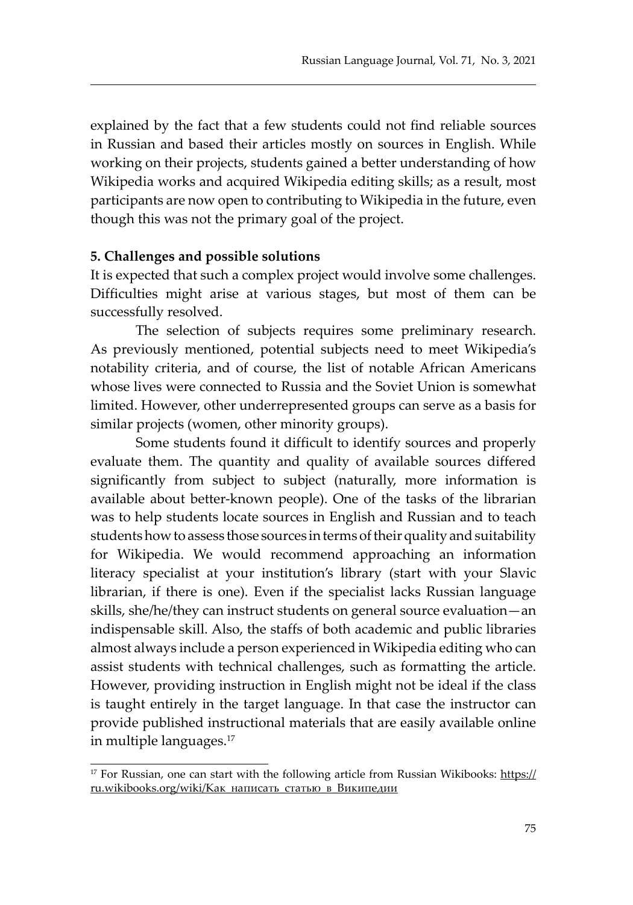explained by the fact that a few students could not find reliable sources in Russian and based their articles mostly on sources in English. While working on their projects, students gained a better understanding of how Wikipedia works and acquired Wikipedia editing skills; as a result, most participants are now open to contributing to Wikipedia in the future, even though this was not the primary goal of the project.

**5. Challenges and possible solutions**

It is expected that such a complex project would involve some challenges. Difficulties might arise at various stages, but most of them can be successfully resolved.

The selection of subjects requires some preliminary research. As previously mentioned, potential subjects need to meet Wikipedia's notability criteria, and of course, the list of notable African Americans whose lives were connected to Russia and the Soviet Union is somewhat limited. However, other underrepresented groups can serve as a basis for similar projects (women, other minority groups).

Some students found it difficult to identify sources and properly evaluate them. The quantity and quality of available sources differed significantly from subject to subject (naturally, more information is available about better-known people). One of the tasks of the librarian was to help students locate sources in English and Russian and to teach students how to assess those sources in terms of their quality and suitability for Wikipedia. We would recommend approaching an information literacy specialist at your institution's library (start with your Slavic librarian, if there is one). Even if the specialist lacks Russian language skills, she/he/they can instruct students on general source evaluation—an indispensable skill. Also, the staffs of both academic and public libraries almost always include a person experienced in Wikipedia editing who can assist students with technical challenges, such as formatting the article. However, providing instruction in English might not be ideal if the class is taught entirely in the target language. In that case the instructor can provide published instructional materials that are easily available online in multiple languages.[17]

[17] For Russian, one can start with the following article from Russian Wikibooks: https://ru.wikibooks.org/wiki/Как_написать_статью_в_Википедии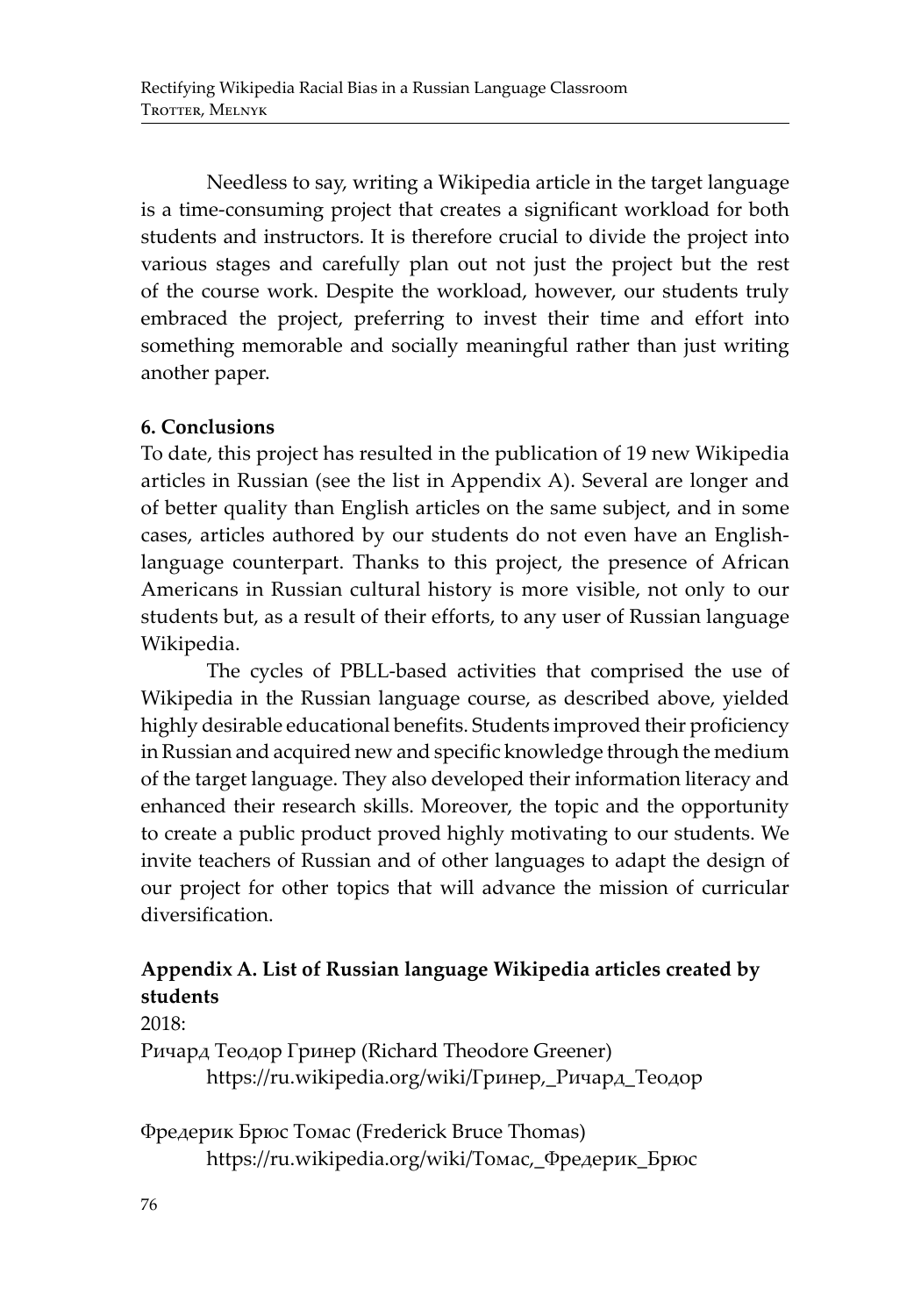Needless to say, writing a Wikipedia article in the target language is a time-consuming project that creates a significant workload for both students and instructors. It is therefore crucial to divide the project into various stages and carefully plan out not just the project but the rest of the course work. Despite the workload, however, our students truly embraced the project, preferring to invest their time and effort into something memorable and socially meaningful rather than just writing another paper.

## 6. Conclusions

To date, this project has resulted in the publication of 19 new Wikipedia articles in Russian (see the list in Appendix A). Several are longer and of better quality than English articles on the same subject, and in some cases, articles authored by our students do not even have an English-language counterpart. Thanks to this project, the presence of African Americans in Russian cultural history is more visible, not only to our students but, as a result of their efforts, to any user of Russian language Wikipedia.

The cycles of PBLL-based activities that comprised the use of Wikipedia in the Russian language course, as described above, yielded highly desirable educational benefits. Students improved their proficiency in Russian and acquired new and specific knowledge through the medium of the target language. They also developed their information literacy and enhanced their research skills. Moreover, the topic and the opportunity to create a public product proved highly motivating to our students. We invite teachers of Russian and of other languages to adapt the design of our project for other topics that will advance the mission of curricular diversification.

## Appendix A. List of Russian language Wikipedia articles created by students

2018:

Ричард Теодор Гринер (Richard Theodore Greener)
https://ru.wikipedia.org/wiki/Гринер,_Ричард_Теодор

Фредерик Брюс Томас (Frederick Bruce Thomas)
https://ru.wikipedia.org/wiki/Томас,_Фредерик_Брюс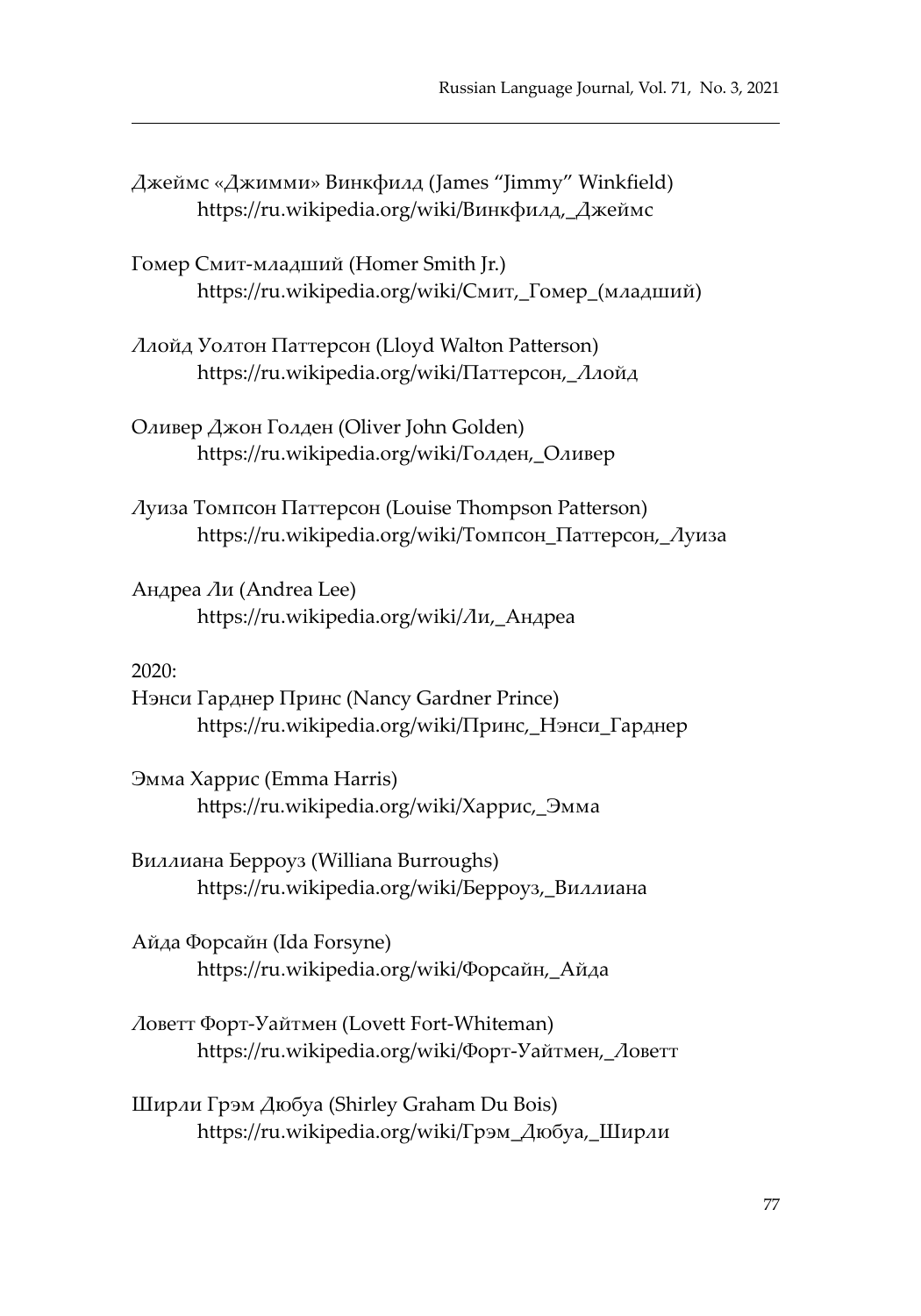Джеймс «Джимми» Винкфилд (James "Jimmy" Winkfield)
https://ru.wikipedia.org/wiki/Винкфилд,_Джеймс

Гомер Смит-младший (Homer Smith Jr.)
https://ru.wikipedia.org/wiki/Смит,_Гомер_(младший)

Ллойд Уолтон Паттерсон (Lloyd Walton Patterson)
https://ru.wikipedia.org/wiki/Паттерсон,_Ллойд

Оливер Джон Голден (Oliver John Golden)
https://ru.wikipedia.org/wiki/Голден,_Оливер

Луиза Томпсон Паттерсон (Louise Thompson Patterson)
https://ru.wikipedia.org/wiki/Томпсон_Паттерсон,_Луиза

Андреа Ли (Andrea Lee)
https://ru.wikipedia.org/wiki/Ли,_Андреа

2020:

Нэнси Гарднер Принс (Nancy Gardner Prince)
https://ru.wikipedia.org/wiki/Принс,_Нэнси_Гарднер

Эмма Харрис (Emma Harris)
https://ru.wikipedia.org/wiki/Харрис,_Эмма

Виллиана Берроуз (Williana Burroughs)
https://ru.wikipedia.org/wiki/Берроуз,_Виллиана

Айда Форсайн (Ida Forsyne)
https://ru.wikipedia.org/wiki/Форсайн,_Айда

Ловетт Форт-Уайтмен (Lovett Fort-Whiteman)
https://ru.wikipedia.org/wiki/Форт-Уайтмен,_Ловетт

Ширли Грэм Дюбуа (Shirley Graham Du Bois)
https://ru.wikipedia.org/wiki/Грэм_Дюбуа,_Ширли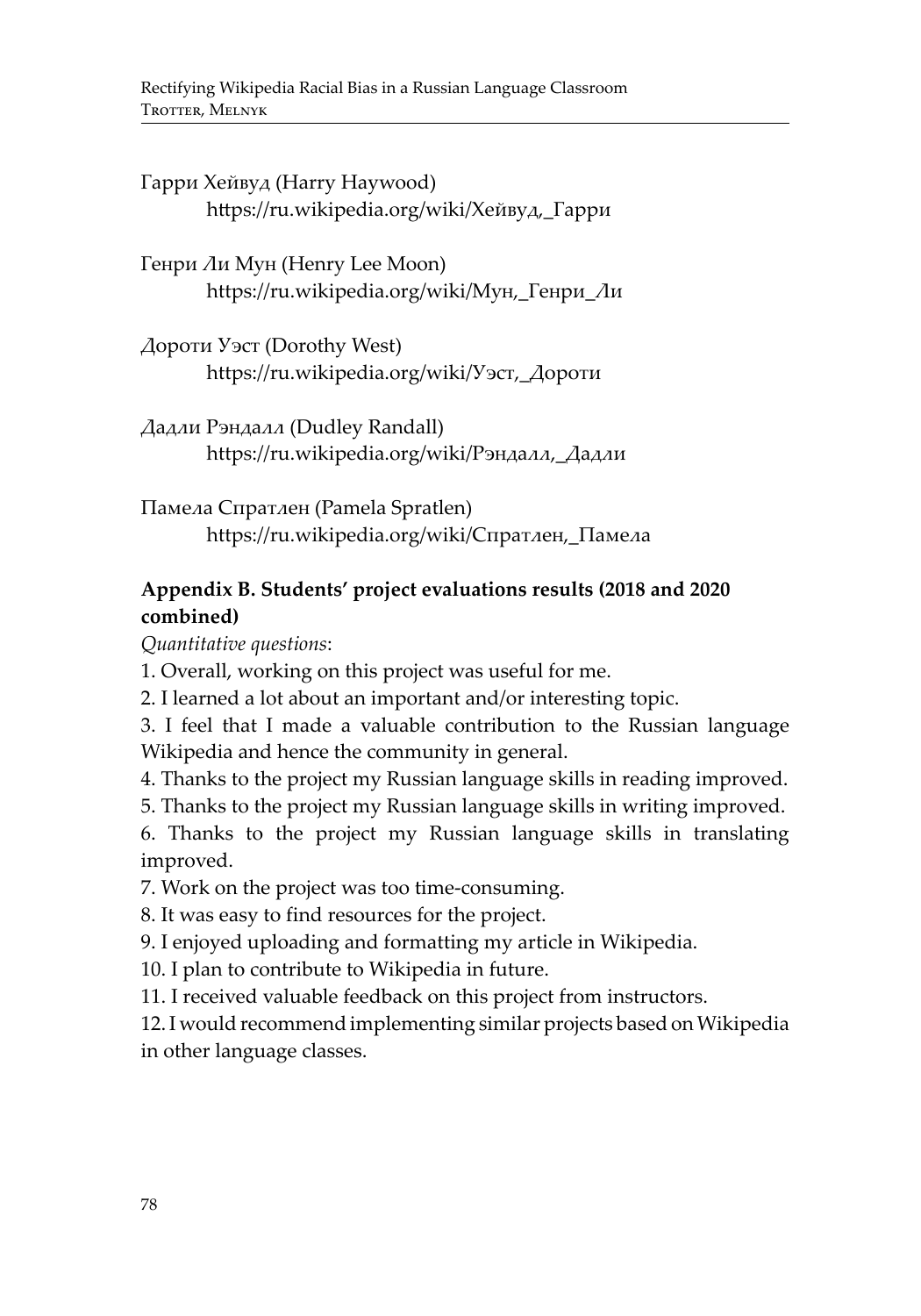Гарри Хейвуд (Harry Haywood)
https://ru.wikipedia.org/wiki/Хейвуд,_Гарри

Генри Ли Мун (Henry Lee Moon)
https://ru.wikipedia.org/wiki/Мун,_Генри_Ли

Дороти Уэст (Dorothy West)
https://ru.wikipedia.org/wiki/Уэст,_Дороти

Дадли Рэндалл (Dudley Randall)
https://ru.wikipedia.org/wiki/Рэндалл,_Дадли

Памела Спратлен (Pamela Spratlen)
https://ru.wikipedia.org/wiki/Спратлен,_Памела

## Appendix B. Students' project evaluations results (2018 and 2020 combined)

*Quantitative questions*:

1. Overall, working on this project was useful for me.
2. I learned a lot about an important and/or interesting topic.
3. I feel that I made a valuable contribution to the Russian language Wikipedia and hence the community in general.
4. Thanks to the project my Russian language skills in reading improved.
5. Thanks to the project my Russian language skills in writing improved.
6. Thanks to the project my Russian language skills in translating improved.
7. Work on the project was too time-consuming.
8. It was easy to find resources for the project.
9. I enjoyed uploading and formatting my article in Wikipedia.
10. I plan to contribute to Wikipedia in future.
11. I received valuable feedback on this project from instructors.
12. I would recommend implementing similar projects based on Wikipedia in other language classes.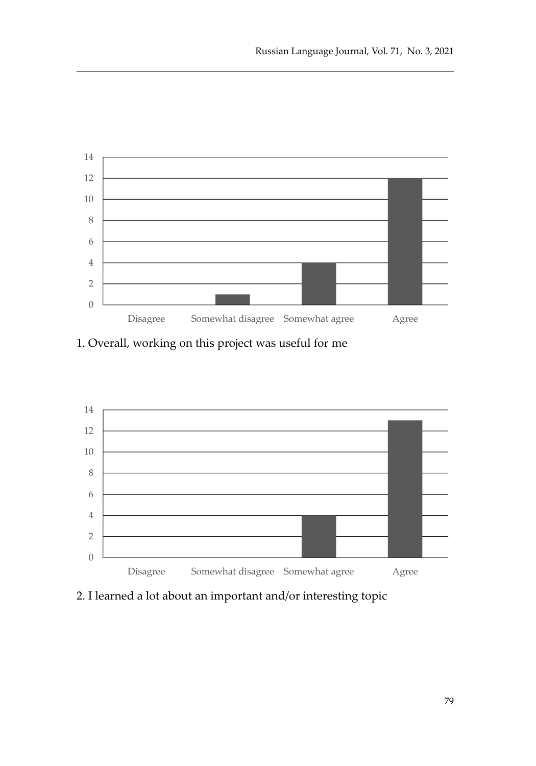14
12
10
8
6
4
2
0

Disagree Somewhat disagree Somewhat agree Agree

1. Overall, working on this project was useful for me

14
12
10
8
6
4
2
0

Disagree Somewhat disagree Somewhat agree Agree

2. I learned a lot about an important and/or interesting topic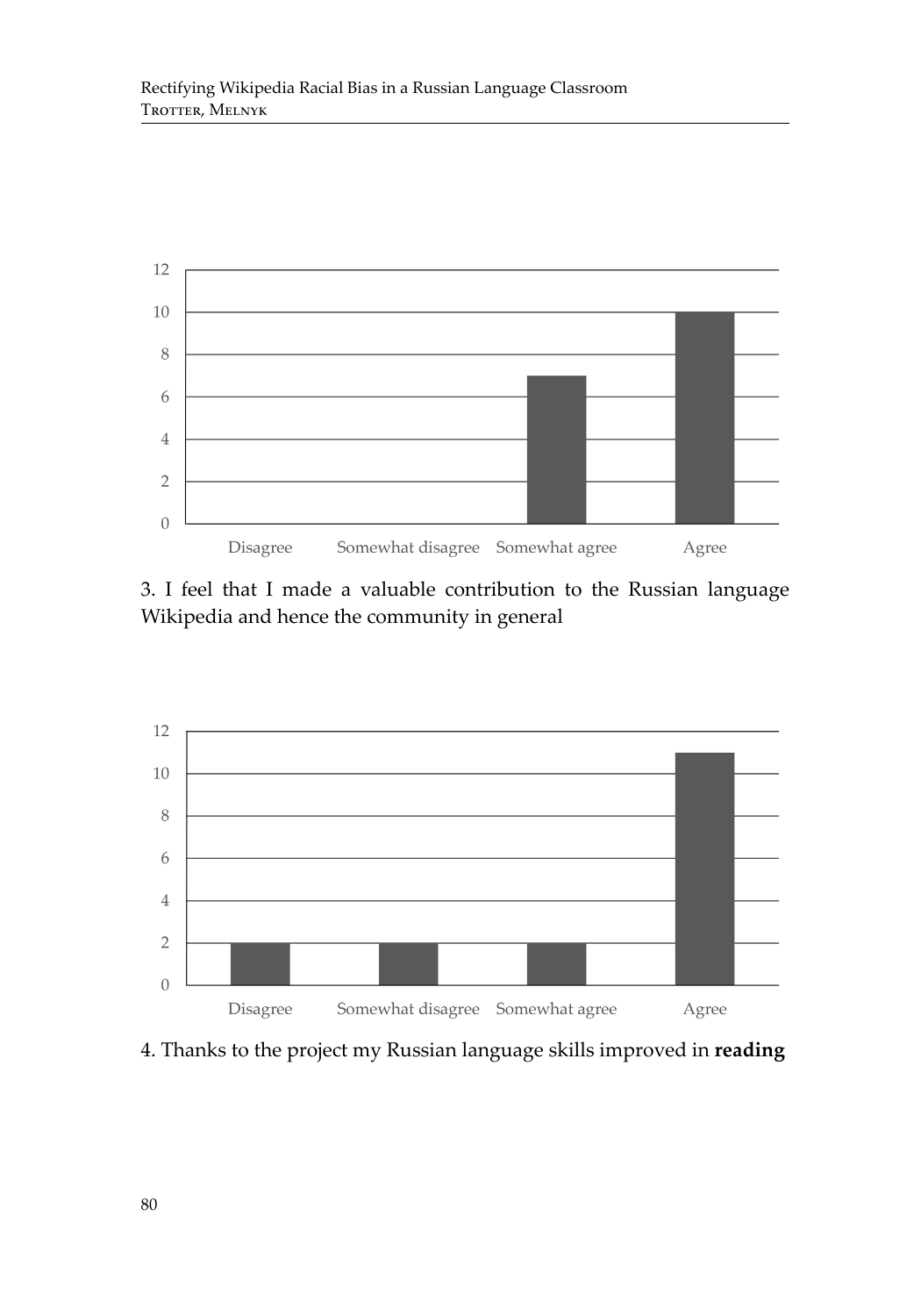12
10
8
6
4
2
0
Disagree
Somewhat disagree
Somewhat agree
Agree

3. I feel that I made a valuable contribution to the Russian language Wikipedia and hence the community in general

12
10
8
6
4
2
0
Disagree
Somewhat disagree
Somewhat agree
Agree

4. Thanks to the project my Russian language skills improved in **reading**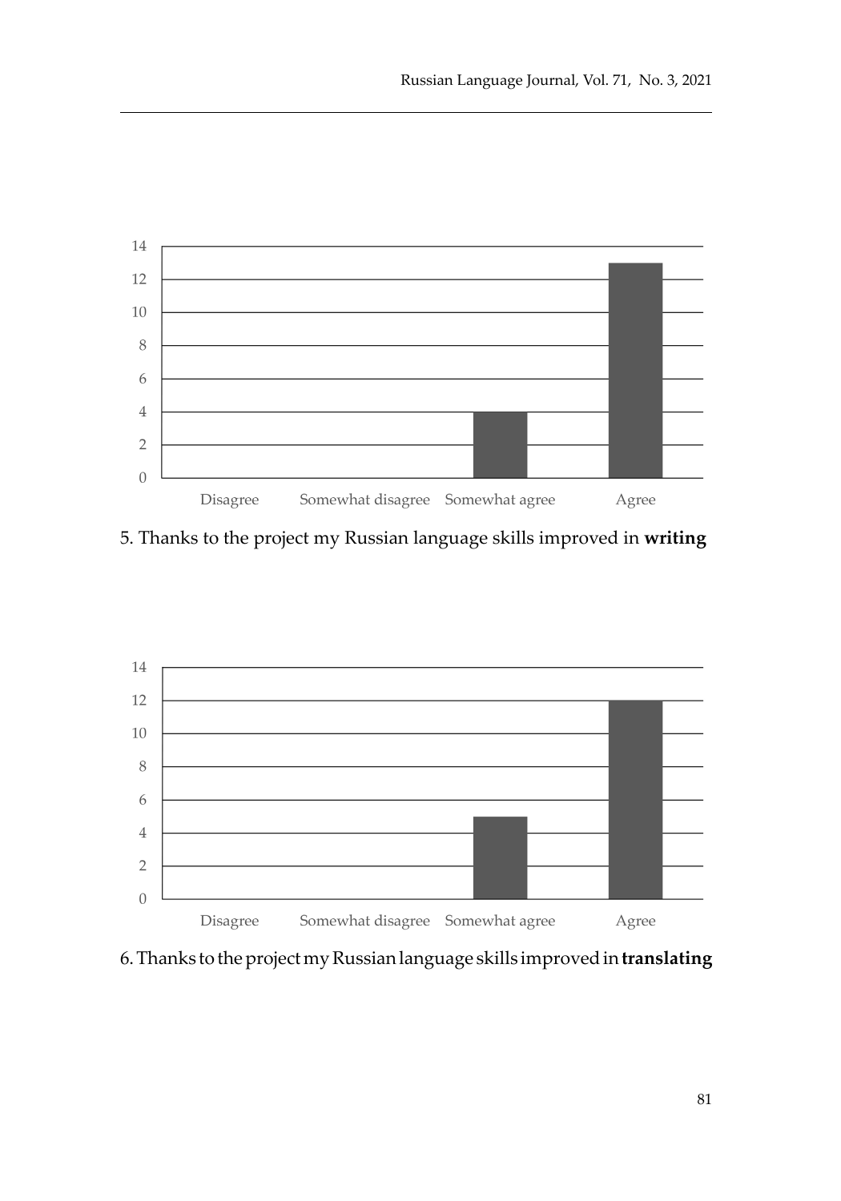14
12
10
8
6
4
2
0

Disagree Somewhat disagree Somewhat agree Agree

5. Thanks to the project my Russian language skills improved in **writing**

14
12
10
8
6
4
2
0

Disagree Somewhat disagree Somewhat agree Agree

6. Thanks to the project my Russian language skills improved in **translating**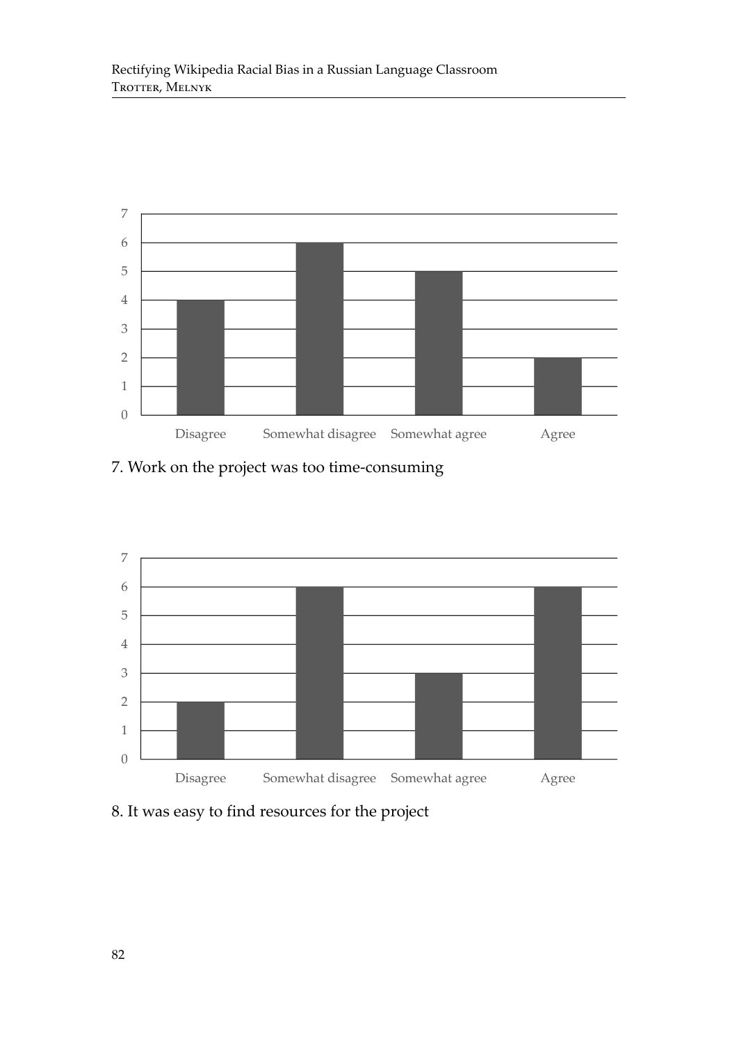7
6
5
4
3
2
1
0
Disagree
Somewhat disagree
Somewhat agree
Agree

7. Work on the project was too time-consuming

7
6
5
4
3
2
1
0
Disagree
Somewhat disagree
Somewhat agree
Agree

8. It was easy to find resources for the project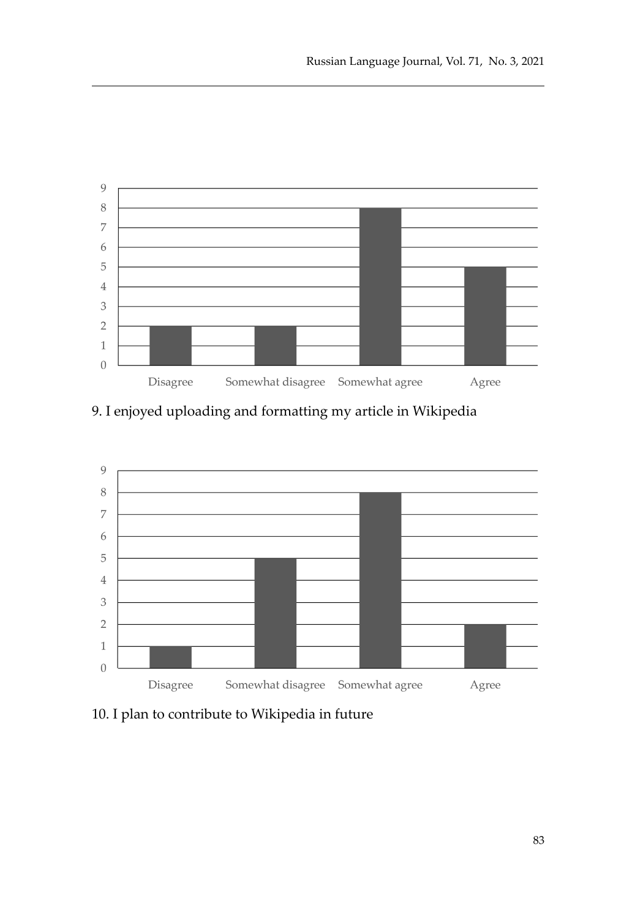9
8
7
6
5
4
3
2
1
0

Disagree Somewhat disagree Somewhat agree Agree

9. I enjoyed uploading and formatting my article in Wikipedia

9
8
7
6
5
4
3
2
1
0

Disagree Somewhat disagree Somewhat agree Agree

10. I plan to contribute to Wikipedia in future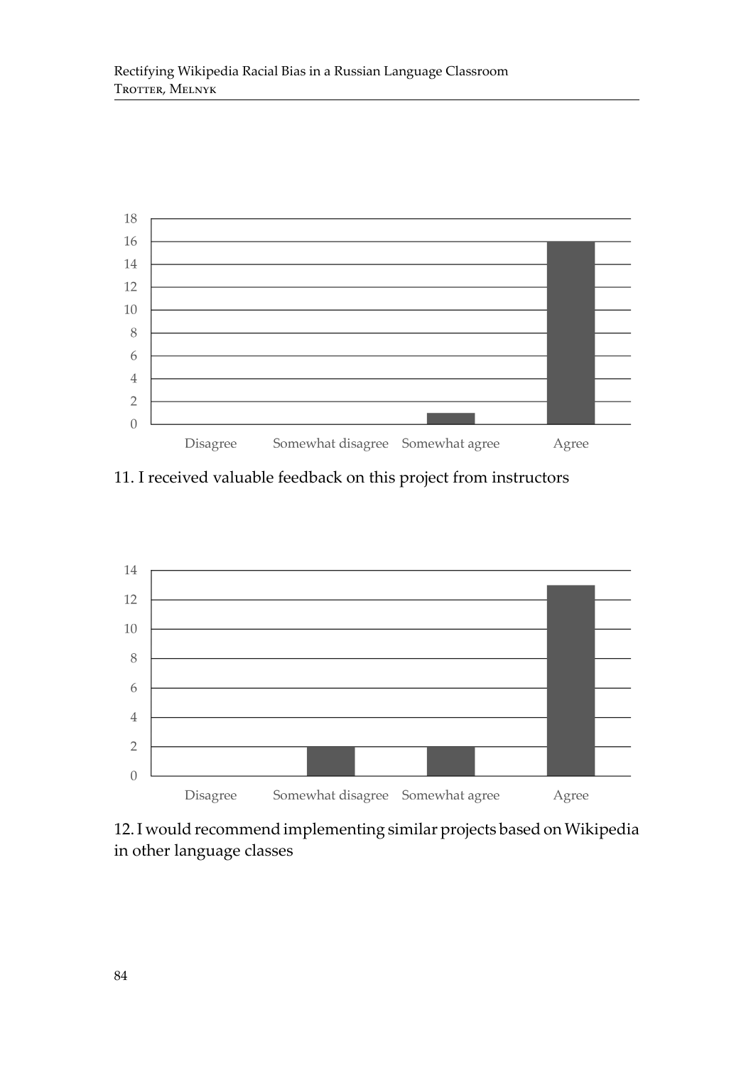18
16
14
12
10
8
6
4
2
0

Disagree Somewhat disagree Somewhat agree Agree

11. I received valuable feedback on this project from instructors

14
12
10
8
6
4
2
0

Disagree Somewhat disagree Somewhat agree Agree

12. I would recommend implementing similar projects based on Wikipedia in other language classes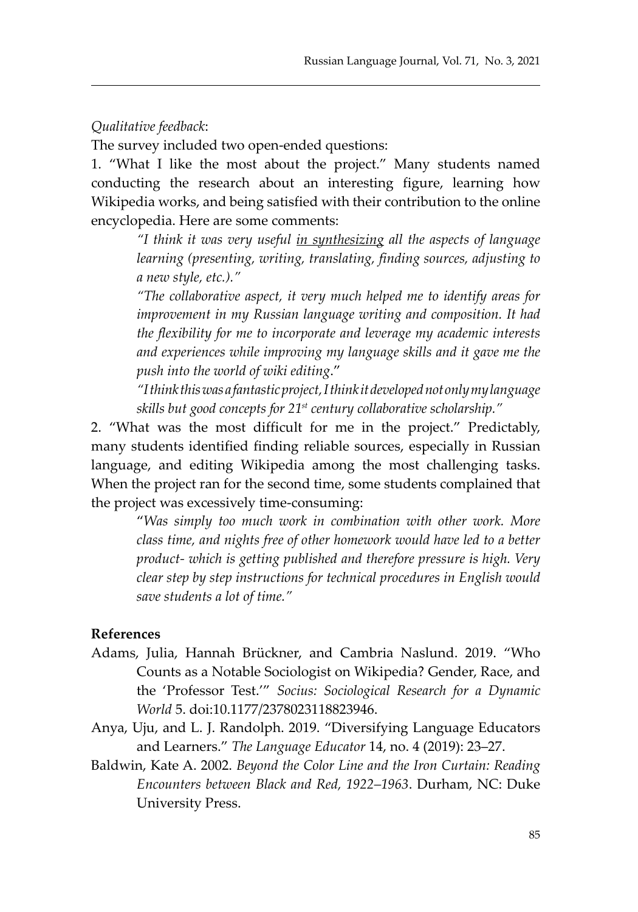*Qualitative feedback*:

The survey included two open-ended questions:

1. "What I like the most about the project." Many students named conducting the research about an interesting figure, learning how Wikipedia works, and being satisfied with their contribution to the online encyclopedia. Here are some comments:

> *"I think it was very useful <u>in synthesizing</u> all the aspects of language learning (presenting, writing, translating, finding sources, adjusting to a new style, etc.)."*
>
> *"The collaborative aspect, it very much helped me to identify areas for improvement in my Russian language writing and composition. It had the flexibility for me to incorporate and leverage my academic interests and experiences while improving my language skills and it gave me the push into the world of wiki editing*."
>
> *"I think this was a fantastic project, I think it developed not only my language skills but good concepts for 21st century collaborative scholarship."*

2. "What was the most difficult for me in the project." Predictably, many students identified finding reliable sources, especially in Russian language, and editing Wikipedia among the most challenging tasks. When the project ran for the second time, some students complained that the project was excessively time-consuming:

> "*Was simply too much work in combination with other work. More class time, and nights free of other homework would have led to a better product- which is getting published and therefore pressure is high. Very clear step by step instructions for technical procedures in English would save students a lot of time."*

**References**

Adams, Julia, Hannah Brückner, and Cambria Naslund. 2019. "Who Counts as a Notable Sociologist on Wikipedia? Gender, Race, and the 'Professor Test.'" *Socius: Sociological Research for a Dynamic World* 5. doi:10.1177/2378023118823946.

Anya, Uju, and L. J. Randolph. 2019. "Diversifying Language Educators and Learners." *The Language Educator* 14, no. 4 (2019): 23–27.

Baldwin, Kate A. 2002. *Beyond the Color Line and the Iron Curtain: Reading Encounters between Black and Red, 1922–1963*. Durham, NC: Duke University Press.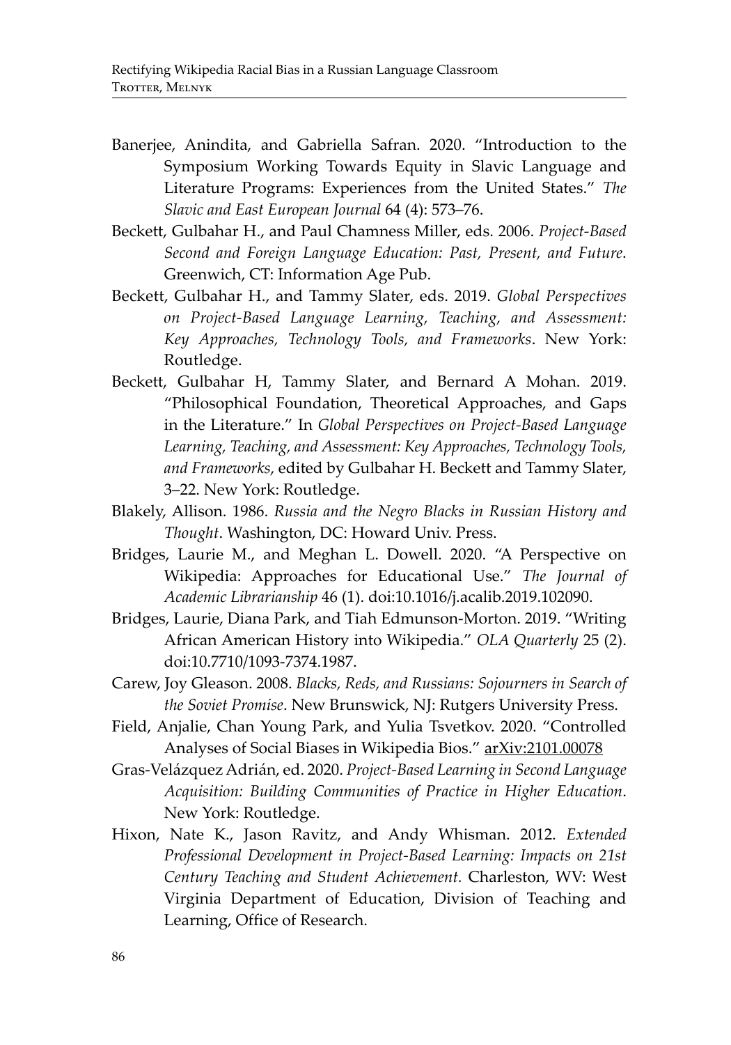Banerjee, Anindita, and Gabriella Safran. 2020. "Introduction to the Symposium Working Towards Equity in Slavic Language and Literature Programs: Experiences from the United States." *The Slavic and East European Journal* 64 (4): 573–76.

Beckett, Gulbahar H., and Paul Chamness Miller, eds. 2006. *Project-Based Second and Foreign Language Education: Past, Present, and Future*. Greenwich, CT: Information Age Pub.

Beckett, Gulbahar H., and Tammy Slater, eds. 2019. *Global Perspectives on Project-Based Language Learning, Teaching, and Assessment: Key Approaches, Technology Tools, and Frameworks*. New York: Routledge.

Beckett, Gulbahar H, Tammy Slater, and Bernard A Mohan. 2019. "Philosophical Foundation, Theoretical Approaches, and Gaps in the Literature." In *Global Perspectives on Project-Based Language Learning, Teaching, and Assessment: Key Approaches, Technology Tools, and Frameworks*, edited by Gulbahar H. Beckett and Tammy Slater, 3–22. New York: Routledge.

Blakely, Allison. 1986. *Russia and the Negro Blacks in Russian History and Thought*. Washington, DC: Howard Univ. Press.

Bridges, Laurie M., and Meghan L. Dowell. 2020. "A Perspective on Wikipedia: Approaches for Educational Use." *The Journal of Academic Librarianship* 46 (1). doi:10.1016/j.acalib.2019.102090.

Bridges, Laurie, Diana Park, and Tiah Edmunson-Morton. 2019. "Writing African American History into Wikipedia." *OLA Quarterly* 25 (2). doi:10.7710/1093-7374.1987.

Carew, Joy Gleason. 2008. *Blacks, Reds, and Russians: Sojourners in Search of the Soviet Promise*. New Brunswick, NJ: Rutgers University Press.

Field, Anjalie, Chan Young Park, and Yulia Tsvetkov. 2020. "Controlled Analyses of Social Biases in Wikipedia Bios." arXiv:2101.00078

Gras-Velázquez Adrián, ed. 2020. *Project-Based Learning in Second Language Acquisition: Building Communities of Practice in Higher Education*. New York: Routledge.

Hixon, Nate K., Jason Ravitz, and Andy Whisman. 2012. *Extended Professional Development in Project-Based Learning: Impacts on 21st Century Teaching and Student Achievement*. Charleston, WV: West Virginia Department of Education, Division of Teaching and Learning, Office of Research.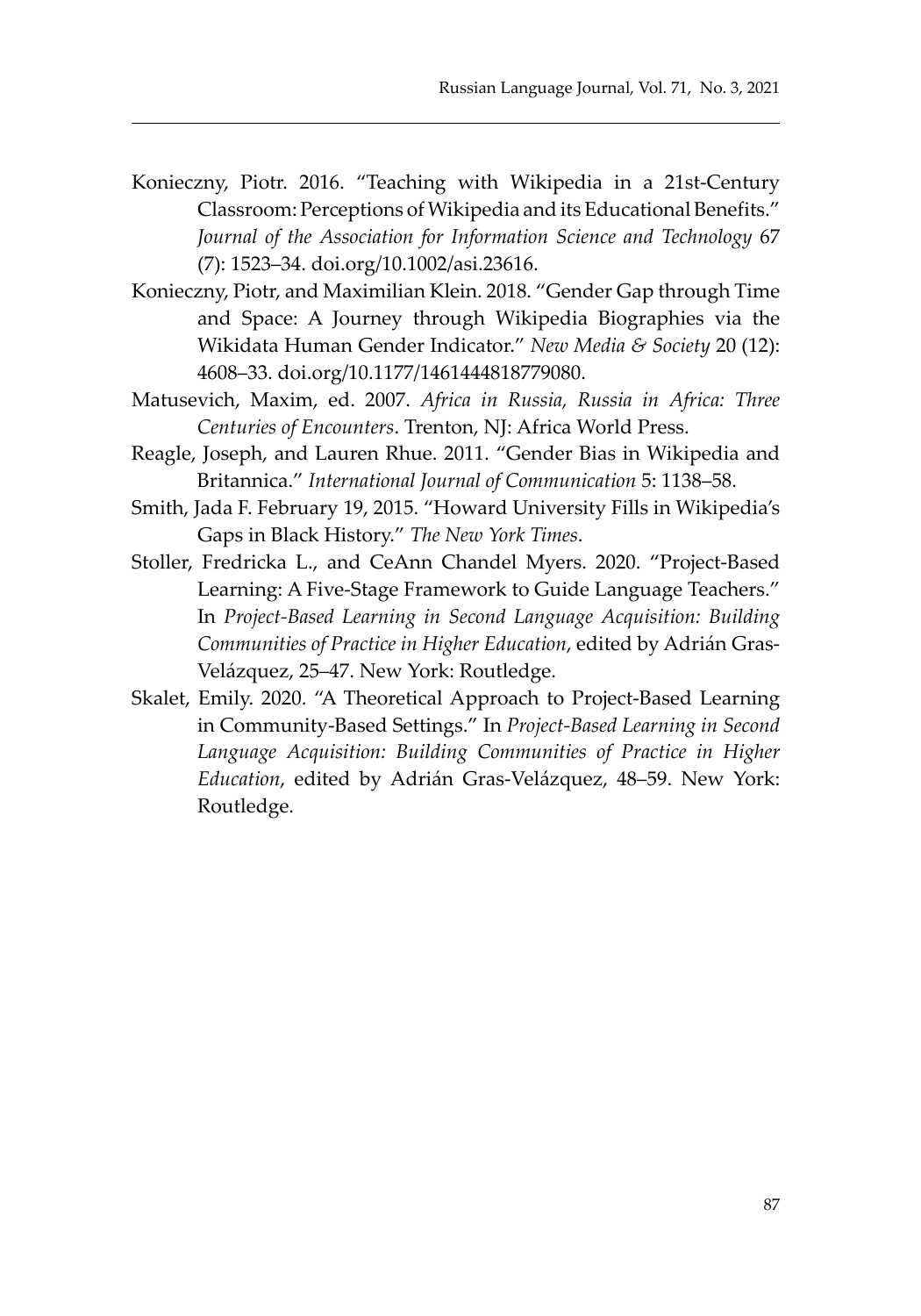Konieczny, Piotr. 2016. "Teaching with Wikipedia in a 21st-Century Classroom: Perceptions of Wikipedia and its Educational Benefits." *Journal of the Association for Information Science and Technology* 67 (7): 1523–34. doi.org/10.1002/asi.23616.

Konieczny, Piotr, and Maximilian Klein. 2018. "Gender Gap through Time and Space: A Journey through Wikipedia Biographies via the Wikidata Human Gender Indicator." *New Media & Society* 20 (12): 4608–33. doi.org/10.1177/1461444818779080.

Matusevich, Maxim, ed. 2007. *Africa in Russia, Russia in Africa: Three Centuries of Encounters*. Trenton, NJ: Africa World Press.

Reagle, Joseph, and Lauren Rhue. 2011. "Gender Bias in Wikipedia and Britannica." *International Journal of Communication* 5: 1138–58.

Smith, Jada F. February 19, 2015. "Howard University Fills in Wikipedia's Gaps in Black History." *The New York Times*.

Stoller, Fredricka L., and CeAnn Chandel Myers. 2020. "Project-Based Learning: A Five-Stage Framework to Guide Language Teachers." In *Project-Based Learning in Second Language Acquisition: Building Communities of Practice in Higher Education*, edited by Adrián Gras-Velázquez, 25–47. New York: Routledge.

Skalet, Emily. 2020. "A Theoretical Approach to Project-Based Learning in Community-Based Settings." In *Project-Based Learning in Second Language Acquisition: Building Communities of Practice in Higher Education*, edited by Adrián Gras-Velázquez, 48–59. New York: Routledge.